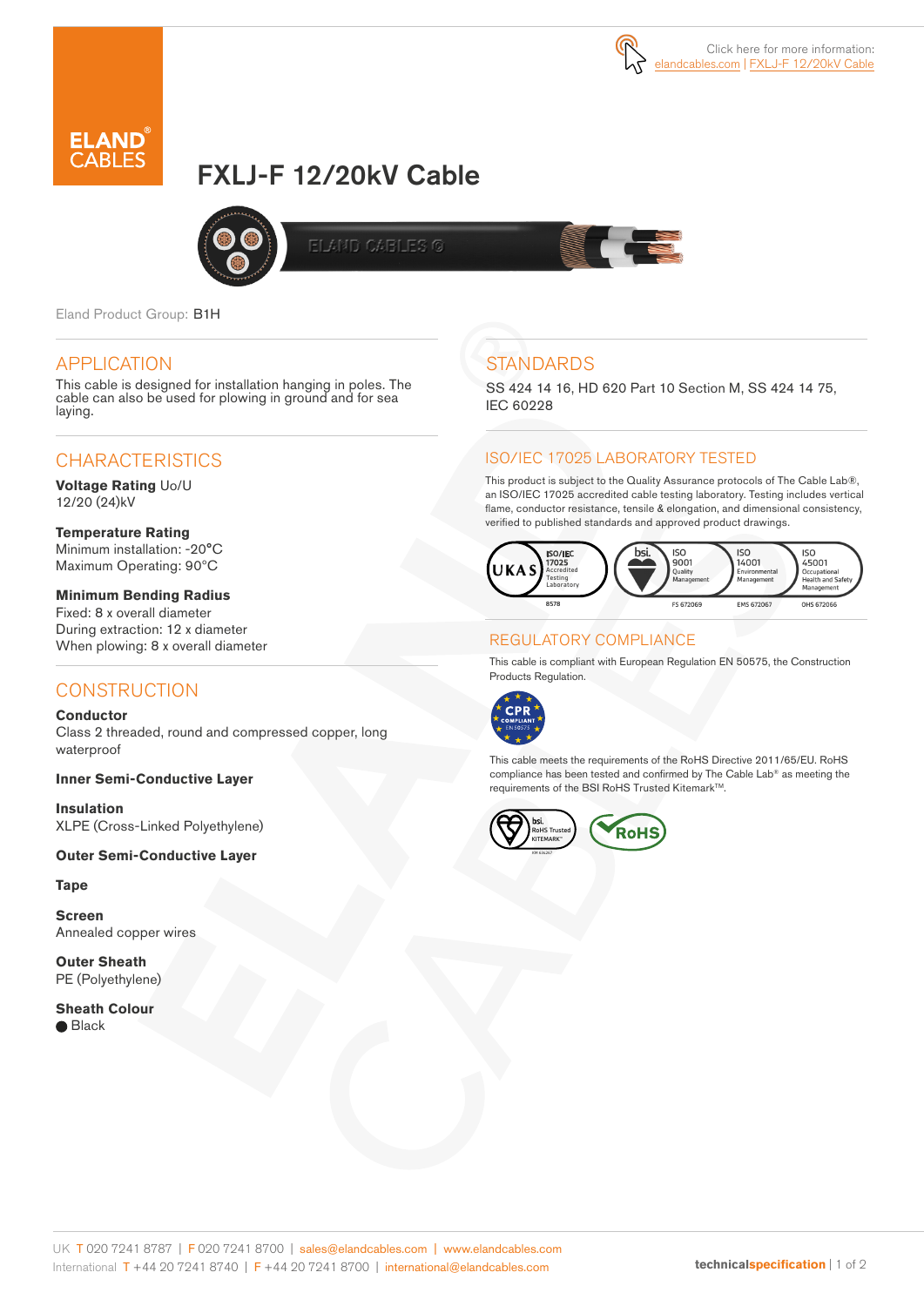Click here for more information: elandcables.com | FXLJ-F 12/20kV Cable

# FXLJ-F 12/20kV Cable

Eland Product Group: B1H

## APPLICATION

This cable is designed for installation hanging in poles. The cable can also be used for plowing in ground and for sea laying.

## CHARACTERISTICS

**Voltage Rating** Uo/U
12/20 (24)kV

**Temperature Rating**
Minimum installation: -20°C
Maximum Operating: 90°C

**Minimum Bending Radius**
Fixed: 8 x overall diameter
During extraction: 12 x diameter
When plowing: 8 x overall diameter

## CONSTRUCTION

**Conductor**
Class 2 threaded, round and compressed copper, long waterproof

**Inner Semi-Conductive Layer**

**Insulation**
XLPE (Cross-Linked Polyethylene)

**Outer Semi-Conductive Layer**

**Tape**

**Screen**
Annealed copper wires

**Outer Sheath**
PE (Polyethylene)

**Sheath Colour**
● Black

## STANDARDS

SS 424 14 16, HD 620 Part 10 Section M, SS 424 14 75, IEC 60228

## ISO/IEC 17025 LABORATORY TESTED

This product is subject to the Quality Assurance protocols of The Cable Lab®, an ISO/IEC 17025 accredited cable testing laboratory. Testing includes vertical flame, conductor resistance, tensile & elongation, and dimensional consistency, verified to published standards and approved product drawings.

UKAS ISO/IEC 17025 Accredited Testing Laboratory 8578 | bsi. ISO 9001 Quality Management FS 672069 | ISO 14001 Environmental Management EMS 672067 | ISO 45001 Occupational Health and Safety Management OHS 672066

## REGULATORY COMPLIANCE

This cable is compliant with European Regulation EN 50575, the Construction Products Regulation.

CPR COMPLIANT EN 50575

This cable meets the requirements of the RoHS Directive 2011/65/EU. RoHS compliance has been tested and confirmed by The Cable Lab® as meeting the requirements of the BSI RoHS Trusted Kitemark™.

bsi. RoHS Trusted KITEMARK™ | RoHS

UK T 020 7241 8787 | F 020 7241 8700 | sales@elandcables.com | www.elandcables.com
International T +44 20 7241 8740 | F +44 20 7241 8700 | international@elandcables.com

technicalspecification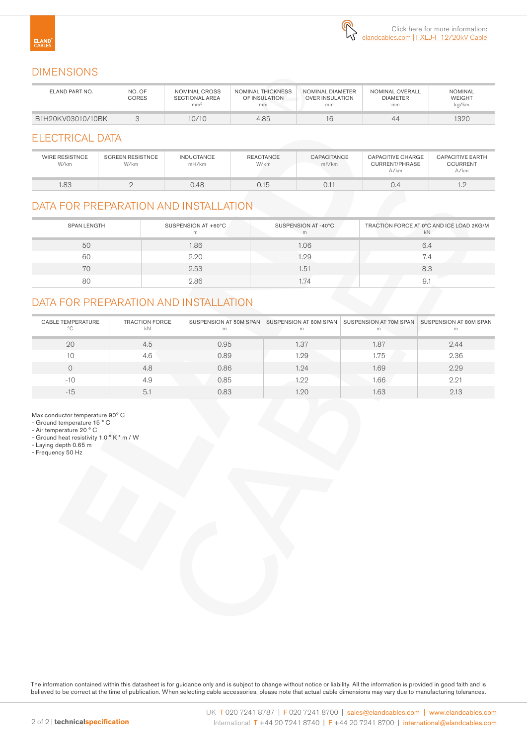Click here for more information: elandcables.com | FXLJ-F 12/20kV Cable

## DIMENSIONS

| ELAND PART NO. | NO. OF CORES | NOMINAL CROSS SECTIONAL AREA mm² | NOMINAL THICKNESS OF INSULATION mm | NOMINAL DIAMETER OVER INSULATION mm | NOMINAL OVERALL DIAMETER mm | NOMINAL WEIGHT kg/km |
|---|---|---|---|---|---|---|
| B1H20KV03010/10BK | 3 | 10/10 | 4.85 | 16 | 44 | 1320 |

## ELECTRICAL DATA

| WIRE RESISTNCE W/km | SCREEN RESISTNCE W/km | INDUCTANCE mH/km | REACTANCE W/km | CAPACITANCE mF/km | CAPACITIVE CHARGE CURRENT/PHRASE A/km | CAPACITIVE EARTH CCURRENT A/km |
|---|---|---|---|---|---|---|
| 1.83 | 2 | 0.48 | 0.15 | 0.11 | 0.4 | 1.2 |

## DATA FOR PREPARATION AND INSTALLATION

| SPAN LENGTH | SUSPENSION AT +60°C m | SUSPENSION AT -40°C m | TRACTION FORCE AT 0°C AND ICE LOAD 2KG/M kN |
|---|---|---|---|
| 50 | 1.86 | 1.06 | 6.4 |
| 60 | 2.20 | 1.29 | 7.4 |
| 70 | 2.53 | 1.51 | 8.3 |
| 80 | 2.86 | 1.74 | 9.1 |

## DATA FOR PREPARATION AND INSTALLATION

| CABLE TEMPERATURE °C | TRACTION FORCE kN | SUSPENSION AT 50M SPAN m | SUSPENSION AT 60M SPAN m | SUSPENSION AT 70M SPAN m | SUSPENSION AT 80M SPAN m |
|---|---|---|---|---|---|
| 20 | 4.5 | 0.95 | 1.37 | 1.87 | 2.44 |
| 10 | 4.6 | 0.89 | 1.29 | 1.75 | 2.36 |
| 0 | 4.8 | 0.86 | 1.24 | 1.69 | 2.29 |
| -10 | 4.9 | 0.85 | 1.22 | 1.66 | 2.21 |
| -15 | 5.1 | 0.83 | 1.20 | 1.63 | 2.13 |

Max conductor temperature 90° C
- Ground temperature 15 ° C
- Air temperature 20 ° C
- Ground heat resistivity 1.0 ° K * m / W
- Laying depth 0.65 m
- Frequency 50 Hz

The information contained within this datasheet is for guidance only and is subject to change without notice or liability. All the information is provided in good faith and is believed to be correct at the time of publication. When selecting cable accessories, please note that actual cable dimensions may vary due to manufacturing tolerances.

UK T 020 7241 8787 | F 020 7241 8700 | sales@elandcables.com | www.elandcables.com
International T +44 20 7241 8740 | F +44 20 7241 8700 | international@elandcables.com